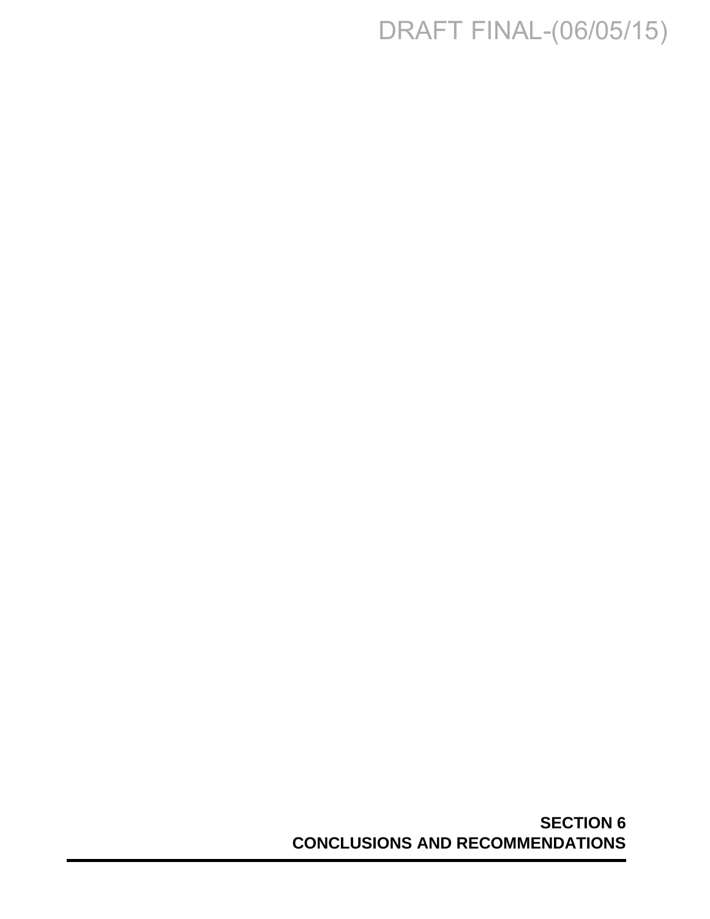DRAFT FINAL-(06/05/15)

# SECTION 6
# CONCLUSIONS AND RECOMMENDATIONS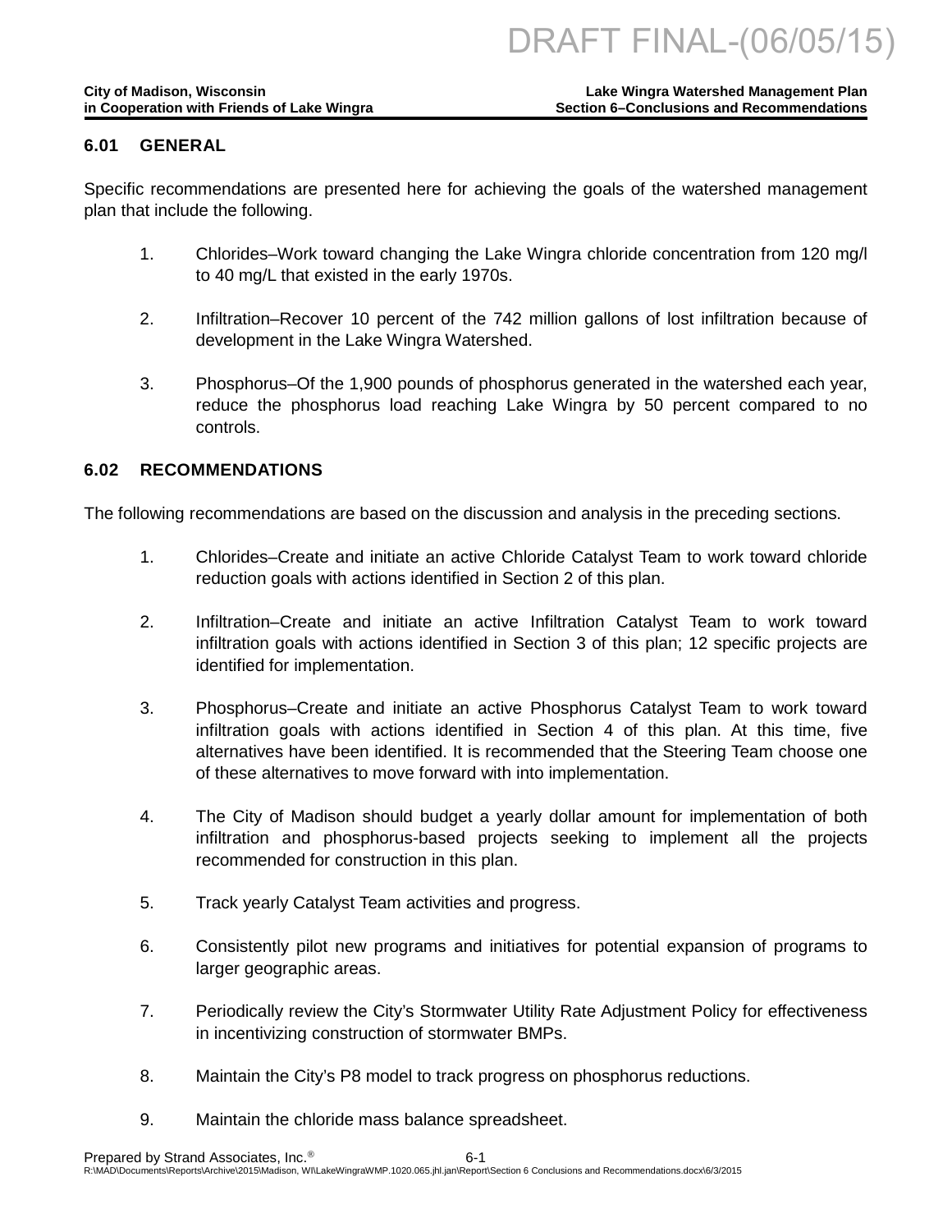## 6.01 GENERAL

Specific recommendations are presented here for achieving the goals of the watershed management plan that include the following.

1. Chlorides–Work toward changing the Lake Wingra chloride concentration from 120 mg/l to 40 mg/L that existed in the early 1970s.

2. Infiltration–Recover 10 percent of the 742 million gallons of lost infiltration because of development in the Lake Wingra Watershed.

3. Phosphorus–Of the 1,900 pounds of phosphorus generated in the watershed each year, reduce the phosphorus load reaching Lake Wingra by 50 percent compared to no controls.

## 6.02 RECOMMENDATIONS

The following recommendations are based on the discussion and analysis in the preceding sections.

1. Chlorides–Create and initiate an active Chloride Catalyst Team to work toward chloride reduction goals with actions identified in Section 2 of this plan.

2. Infiltration–Create and initiate an active Infiltration Catalyst Team to work toward infiltration goals with actions identified in Section 3 of this plan; 12 specific projects are identified for implementation.

3. Phosphorus–Create and initiate an active Phosphorus Catalyst Team to work toward infiltration goals with actions identified in Section 4 of this plan. At this time, five alternatives have been identified. It is recommended that the Steering Team choose one of these alternatives to move forward with into implementation.

4. The City of Madison should budget a yearly dollar amount for implementation of both infiltration and phosphorus-based projects seeking to implement all the projects recommended for construction in this plan.

5. Track yearly Catalyst Team activities and progress.

6. Consistently pilot new programs and initiatives for potential expansion of programs to larger geographic areas.

7. Periodically review the City's Stormwater Utility Rate Adjustment Policy for effectiveness in incentivizing construction of stormwater BMPs.

8. Maintain the City's P8 model to track progress on phosphorus reductions.

9. Maintain the chloride mass balance spreadsheet.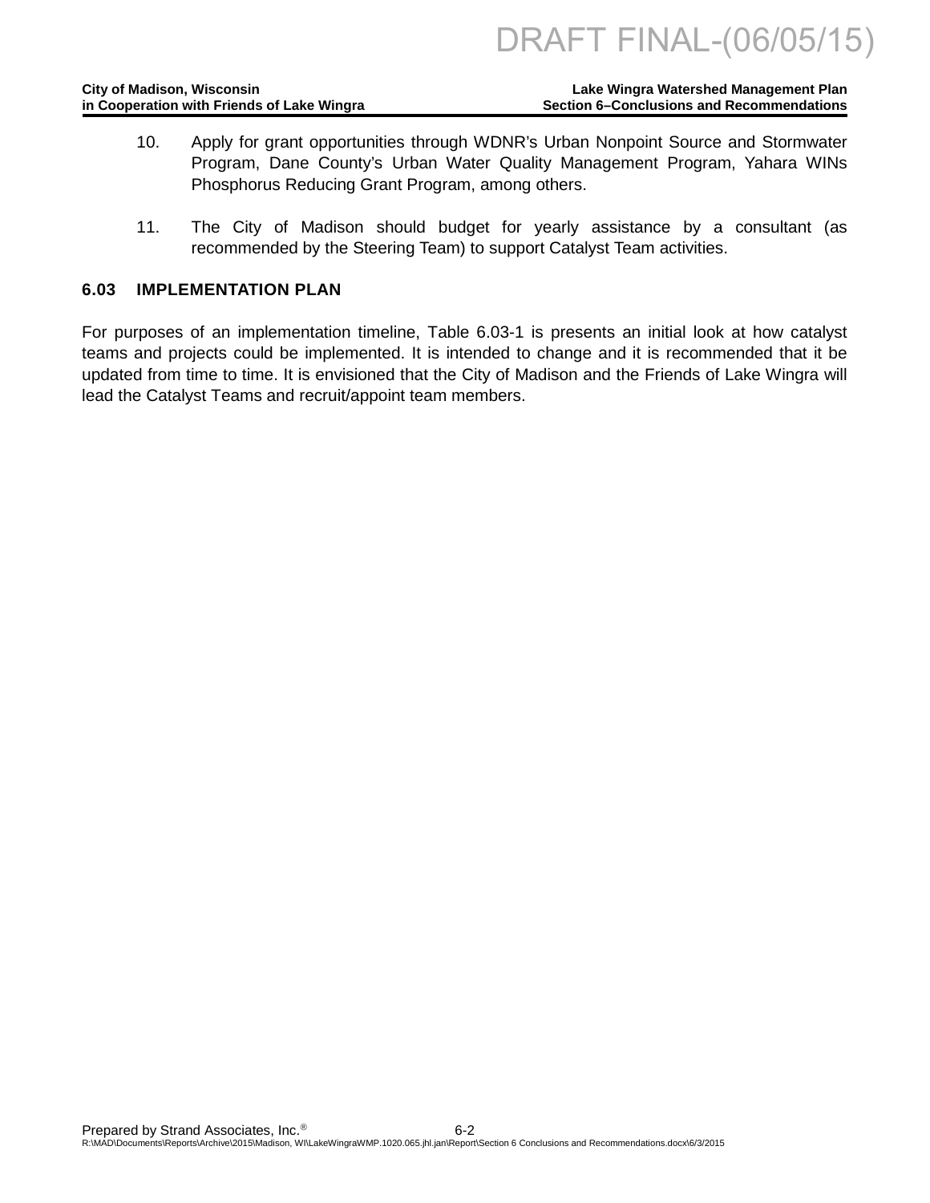10. Apply for grant opportunities through WDNR's Urban Nonpoint Source and Stormwater Program, Dane County's Urban Water Quality Management Program, Yahara WINs Phosphorus Reducing Grant Program, among others.

11. The City of Madison should budget for yearly assistance by a consultant (as recommended by the Steering Team) to support Catalyst Team activities.

## 6.03 IMPLEMENTATION PLAN

For purposes of an implementation timeline, Table 6.03-1 is presents an initial look at how catalyst teams and projects could be implemented. It is intended to change and it is recommended that it be updated from time to time. It is envisioned that the City of Madison and the Friends of Lake Wingra will lead the Catalyst Teams and recruit/appoint team members.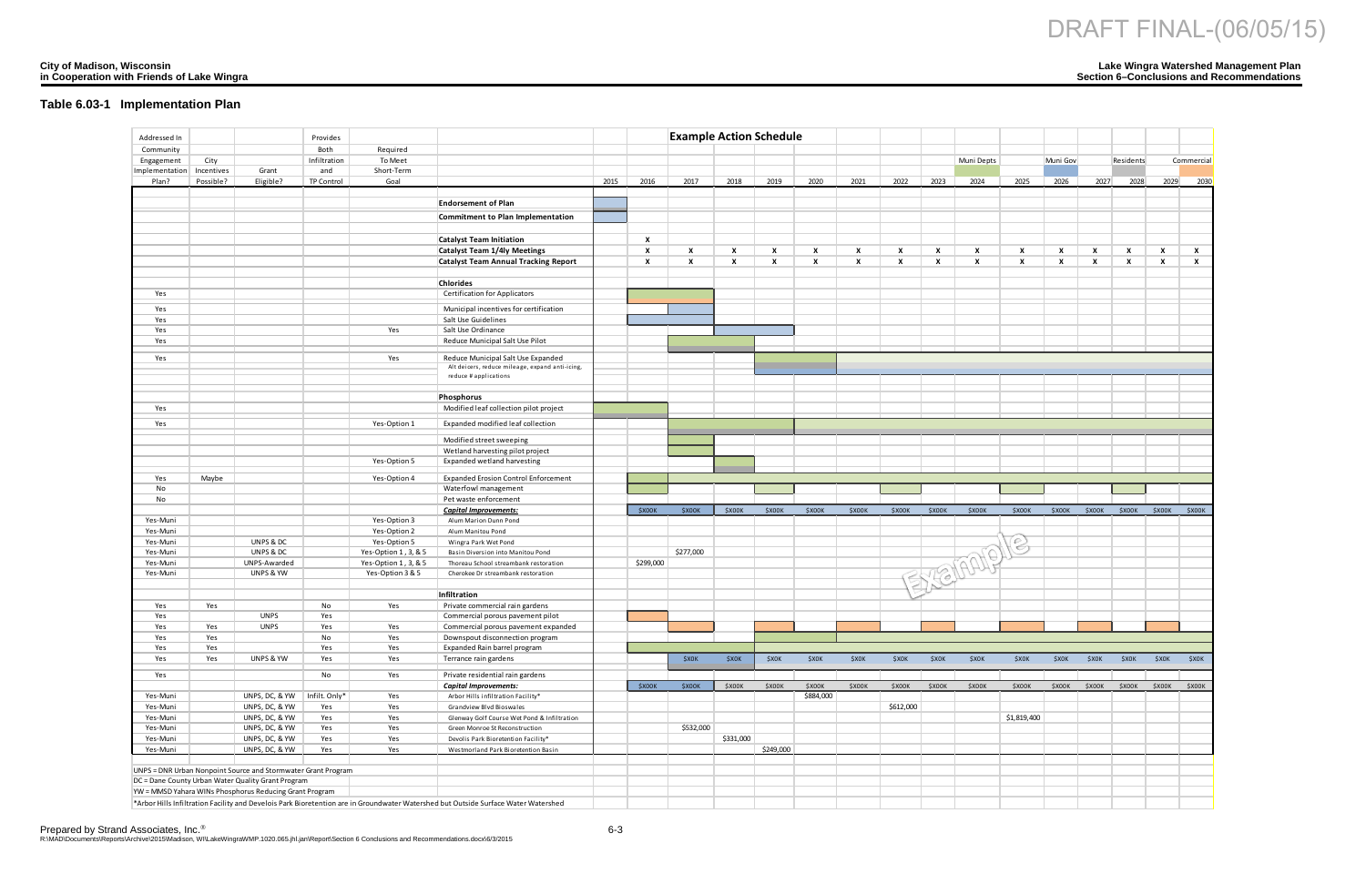DRAFT FINAL-(06/05/15)

## Table 6.03-1 Implementation Plan

| Addressed In Community Engagement Implementation Plan? | City Incentives Possible? | Grant Eligible? | Provides Both Infiltration and TP Control | Required To Meet Short-Term Goal | Example Action Schedule | 2015 | 2016 | 2017 | 2018 | 2019 | 2020 | 2021 | 2022 | 2023 | 2024 (Muni Depts) | 2025 | 2026 (Muni Gov) | 2027 | 2028 (Residents) | 2029 | 2030 (Commercial) |
|---|---|---|---|---|---|---|---|---|---|---|---|---|---|---|---|---|---|---|---|---|---|
| | | | | | **Endorsement of Plan** | | | | | | | | | | | | | | | | |
| | | | | | **Commitment to Plan Implementation** | | | | | | | | | | | | | | | | |
| | | | | | **Catalyst Team Initiation** | | x | | | | | | | | | | | | | | |
| | | | | | **Catalyst Team 1/4ly Meetings** | | x | x | x | x | x | x | x | x | x | x | x | x | x | x | x |
| | | | | | **Catalyst Team Annual Tracking Report** | | x | x | x | x | x | x | x | x | x | x | x | x | x | x | x |
| | | | | | **Chlorides** | | | | | | | | | | | | | | | | |
| Yes | | | | | Certification for Applicators | | | | | | | | | | | | | | | | |
| Yes | | | | | Municipal incentives for certification | | | | | | | | | | | | | | | | |
| Yes | | | | | Salt Use Guidelines | | | | | | | | | | | | | | | | |
| Yes | | | | Yes | Salt Use Ordinance | | | | | | | | | | | | | | | | |
| Yes | | | | | Reduce Municipal Salt Use Pilot | | | | | | | | | | | | | | | | |
| Yes | | | | Yes | Reduce Municipal Salt Use Expanded | | | | | | | | | | | | | | | | |
| | | | | | Alt deicers, reduce mileage, expand anti-icing, reduce # applications | | | | | | | | | | | | | | | | |
| | | | | | **Phosphorus** | | | | | | | | | | | | | | | | |
| Yes | | | | | Modified leaf collection pilot project | | | | | | | | | | | | | | | | |
| Yes | | | | Yes-Option 1 | Expanded modified leaf collection | | | | | | | | | | | | | | | | |
| | | | | | Modified street sweeping | | | | | | | | | | | | | | | | |
| | | | | | Wetland harvesting pilot project | | | | | | | | | | | | | | | | |
| | | | | Yes-Option 5 | Expanded wetland harvesting | | | | | | | | | | | | | | | | |
| Yes | Maybe | | | Yes-Option 4 | Expanded Erosion Control Enforcement | | | | | | | | | | | | | | | | |
| No | | | | | Waterfowl management | | | | | | | | | | | | | | | | |
| No | | | | | Pet waste enforcement | | | | | | | | | | | | | | | | |
| | | | | | ***Capital Improvements:*** | | $X00K | $X00K | $X00K | $X00K | $X00K | $X00K | $X00K | $X00K | $X00K | $X00K | $X00K | $X00K | $X00K | $X00K | $X00K |
| Yes-Muni | | | | Yes-Option 3 | Alum Marion Dunn Pond | | | | | | | | | | | | | | | | |
| Yes-Muni | | | | Yes-Option 2 | Alum Manitou Pond | | | | | | | | | | | | | | | | |
| Yes-Muni | | UNPS & DC | | Yes-Option 5 | Wingra Park Wet Pond | | | | | | | | | | | | | | | | |
| Yes-Muni | | UNPS & DC | | Yes-Option 1, 3, & 5 | Basin Diversion into Manitou Pond | | | $277,000 | | | | | | | | | | | | | |
| Yes-Muni | | UNPS-Awarded | | Yes-Option 1, 3, & 5 | Thoreau School streambank restoration | | $299,000 | | | | | | | | | | | | | | |
| Yes-Muni | | UNPS & YW | | Yes-Option 3 & 5 | Cherokee Dr streambank restoration | | | | | | | | | | | | | | | | |
| | | | | | **Infiltration** | | | | | | | | | | | | | | | | |
| Yes | Yes | | No | Yes | Private commercial rain gardens | | | | | | | | | | | | | | | | |
| Yes | | UNPS | Yes | | Commercial porous pavement pilot | | | | | | | | | | | | | | | | |
| Yes | Yes | UNPS | Yes | Yes | Commercial porous pavement expanded | | | | | | | | | | | | | | | | |
| Yes | Yes | | No | Yes | Downspout disconnection program | | | | | | | | | | | | | | | | |
| Yes | Yes | | Yes | Yes | Expanded Rain barrel program | | | | | | | | | | | | | | | | |
| Yes | Yes | UNPS & YW | Yes | Yes | Terrance rain gardens | | | $X0K | $X0K | $X0K | $X0K | $X0K | $X0K | $X0K | $X0K | $X0K | $X0K | $X0K | $X0K | $X0K | $X0K |
| Yes | | | No | Yes | Private residential rain gardens | | | | | | | | | | | | | | | | |
| | | | | | ***Capital Improvements:*** | | $X00K | $X00K | $X00K | $X00K | $X00K | $X00K | $X00K | $X00K | $X00K | $X00K | $X00K | $X00K | $X00K | $X00K | $X00K |
| Yes-Muni | | UNPS, DC, & YW | Infilt. Only* | Yes | Arbor Hills infiltration Facility* | | | | | | $884,000 | | | | | | | | | | |
| Yes-Muni | | UNPS, DC, & YW | Yes | Yes | Grandview Blvd Bioswales | | | | | | | | $612,000 | | | | | | | | |
| Yes-Muni | | UNPS, DC, & YW | Yes | Yes | Glenway Golf Course Wet Pond & Infiltration | | | | | | | | | | | $1,819,400 | | | | | |
| Yes-Muni | | UNPS, DC, & YW | Yes | Yes | Green Monroe St Reconstruction | | | $532,000 | | | | | | | | | | | | | |
| Yes-Muni | | UNPS, DC, & YW | Yes | Yes | Devolis Park Bioretention Facility* | | | | $331,000 | | | | | | | | | | | | |
| Yes-Muni | | UNPS, DC, & YW | Yes | Yes | Westmorland Park Bioretention Basin | | | | | $249,000 | | | | | | | | | | | |

UNPS = DNR Urban Nonpoint Source and Stormwater Grant Program

DC = Dane County Urban Water Quality Grant Program

YW = MMSD Yahara WINs Phosphorus Reducing Grant Program

*Arbor Hills Infiltration Facility and Develois Park Bioretention are in Groundwater Watershed but Outside Surface Water Watershed